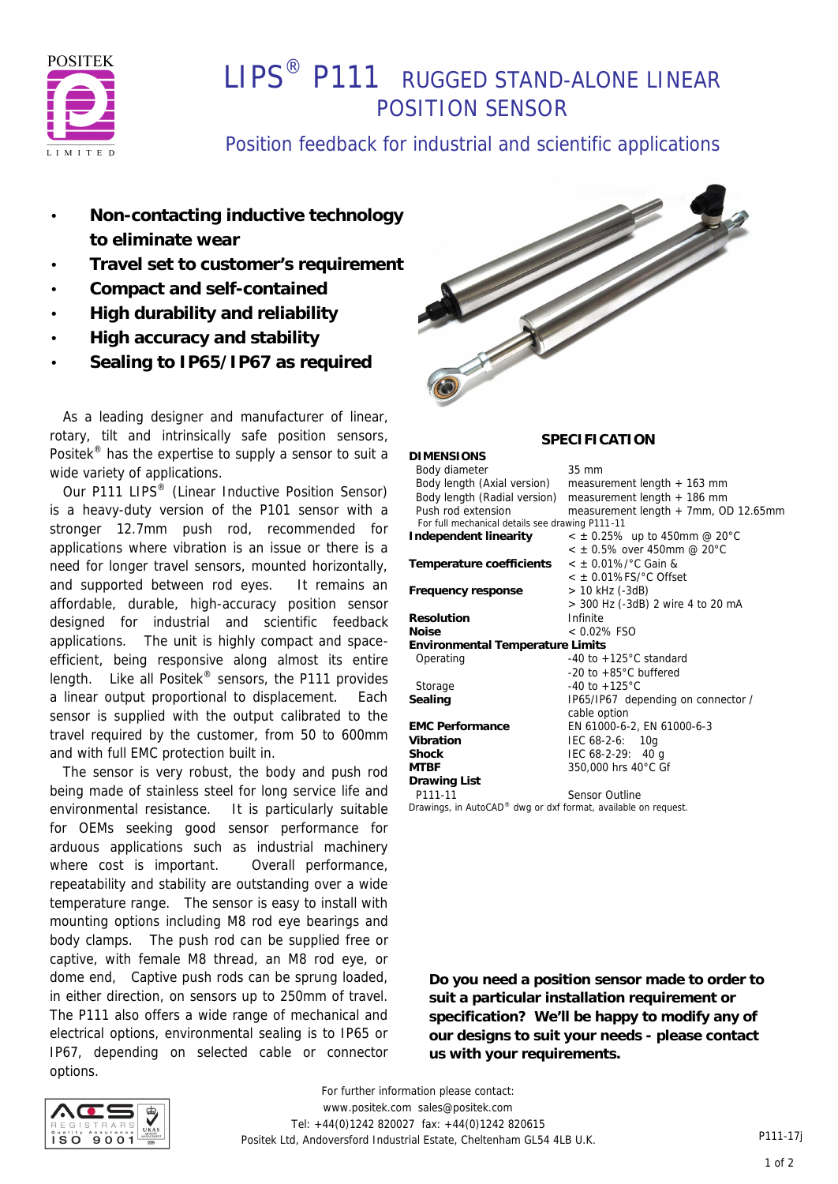# LIPS® P111 RUGGED STAND-ALONE LINEAR POSITION SENSOR

## Position feedback for industrial and scientific applications

- **Non-contacting inductive technology to eliminate wear**
- **Travel set to customer's requirement**
- **Compact and self-contained**
- **High durability and reliability**
- **High accuracy and stability**
- **Sealing to IP65/IP67 as required**

As a leading designer and manufacturer of linear, rotary, tilt and intrinsically safe position sensors, Positek® has the expertise to supply a sensor to suit a wide variety of applications.

Our P111 LIPS® (Linear Inductive Position Sensor) is a heavy-duty version of the P101 sensor with a stronger 12.7mm push rod, recommended for applications where vibration is an issue or there is a need for longer travel sensors, mounted horizontally, and supported between rod eyes. It remains an affordable, durable, high-accuracy position sensor designed for industrial and scientific feedback applications. The unit is highly compact and space-efficient, being responsive along almost its entire length. Like all Positek® sensors, the P111 provides a linear output proportional to displacement. Each sensor is supplied with the output calibrated to the travel required by the customer, from 50 to 600mm and with full EMC protection built in.

The sensor is very robust, the body and push rod being made of stainless steel for long service life and environmental resistance. It is particularly suitable for OEMs seeking good sensor performance for arduous applications such as industrial machinery where cost is important. Overall performance, repeatability and stability are outstanding over a wide temperature range. The sensor is easy to install with mounting options including M8 rod eye bearings and body clamps. The push rod can be supplied free or captive, with female M8 thread, an M8 rod eye, or dome end, Captive push rods can be sprung loaded, in either direction, on sensors up to 250mm of travel. The P111 also offers a wide range of mechanical and electrical options, environmental sealing is to IP65 or IP67, depending on selected cable or connector options.

## SPECIFICATION

| **DIMENSIONS** | |
|---|---|
| Body diameter | 35 mm |
| Body length (Axial version) | measurement length + 163 mm |
| Body length (Radial version) | measurement length + 186 mm |
| Push rod extension | measurement length + 7mm, OD 12.65mm |
| For full mechanical details see drawing P111-11 | |
| **Independent linearity** | < ± 0.25% up to 450mm @ 20°C<br>< ± 0.5% over 450mm @ 20°C |
| **Temperature coefficients** | < ± 0.01%/°C Gain &<br>< ± 0.01%FS/°C Offset |
| **Frequency response** | > 10 kHz (-3dB)<br>> 300 Hz (-3dB) 2 wire 4 to 20 mA |
| **Resolution** | Infinite |
| **Noise** | < 0.02% FSO |
| **Environmental Temperature Limits** | |
| Operating | -40 to +125°C standard<br>-20 to +85°C buffered |
| Storage | -40 to +125°C |
| **Sealing** | IP65/IP67 depending on connector / cable option |
| **EMC Performance** | EN 61000-6-2, EN 61000-6-3 |
| **Vibration** | IEC 68-2-6: 10g |
| **Shock** | IEC 68-2-29: 40 g |
| **MTBF** | 350,000 hrs 40°C Gf |
| **Drawing List** | |
| P111-11 | Sensor Outline |

Drawings, in AutoCAD® dwg or dxf format, available on request.

**Do you need a position sensor made to order to suit a particular installation requirement or specification? We'll be happy to modify any of our designs to suit your needs - please contact us with your requirements.**

For further information please contact:
www.positek.com sales@positek.com
Tel: +44(0)1242 820027 fax: +44(0)1242 820615
Positek Ltd, Andoversford Industrial Estate, Cheltenham GL54 4LB U.K.

P111-17j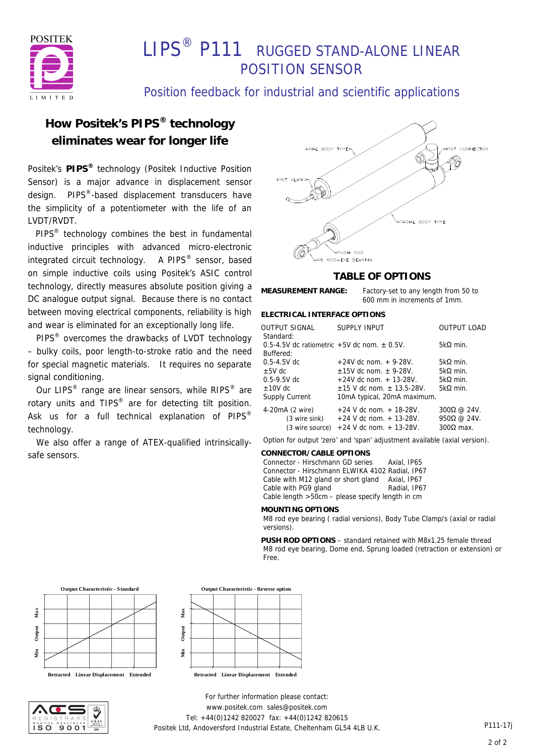POSITEK

LIMITED

# LIPS® P111 RUGGED STAND-ALONE LINEAR POSITION SENSOR

Position feedback for industrial and scientific applications

## How Positek's PIPS® technology eliminates wear for longer life

Positek's **PIPS®** technology (Positek Inductive Position Sensor) is a major advance in displacement sensor design. PIPS®-based displacement transducers have the simplicity of a potentiometer with the life of an LVDT/RVDT.

PIPS® technology combines the best in fundamental inductive principles with advanced micro-electronic integrated circuit technology. A PIPS® sensor, based on simple inductive coils using Positek's ASIC control technology, directly measures absolute position giving a DC analogue output signal. Because there is no contact between moving electrical components, reliability is high and wear is eliminated for an exceptionally long life.

PIPS® overcomes the drawbacks of LVDT technology – bulky coils, poor length-to-stroke ratio and the need for special magnetic materials. It requires no separate signal conditioning.

Our LIPS® range are linear sensors, while RIPS® are rotary units and TIPS® are for detecting tilt position. Ask us for a full technical explanation of PIPS® technology.

We also offer a range of ATEX-qualified intrinsically-safe sensors.

AXIAL BODY TYPE
IP67 CONNECTOR
IP67 GLAND
RADIAL BODY TYPE
PUSH ROD
M8 ROD-EYE BEARING

## TABLE OF OPTIONS

**MEASUREMENT RANGE:** Factory-set to any length from 50 to 600 mm in increments of 1mm.

**ELECTRICAL INTERFACE OPTIONS**

| OUTPUT SIGNAL | SUPPLY INPUT | OUTPUT LOAD |
|---|---|---|
| Standard: | | |
| 0.5-4.5V dc ratiometric | +5V dc nom. ± 0.5V. | 5kΩ min. |
| Buffered: | | |
| 0.5-4.5V dc | +24V dc nom. + 9-28V. | 5kΩ min. |
| ±5V dc | ±15V dc nom. ± 9-28V. | 5kΩ min. |
| 0.5-9.5V dc | +24V dc nom. + 13-28V. | 5kΩ min. |
| ±10V dc | ±15 V dc nom. ± 13.5-28V. | 5kΩ min. |
| Supply Current | 10mA typical, 20mA maximum. | |
| 4-20mA (2 wire) | +24 V dc nom. + 18-28V. | 300Ω @ 24V. |
| (3 wire sink) | +24 V dc nom. + 13-28V. | 950Ω @ 24V. |
| (3 wire source) | +24 V dc nom. + 13-28V. | 300Ω max. |

Option for output 'zero' and 'span' adjustment available (axial version).

**CONNECTOR/CABLE OPTIONS**

| | |
|---|---|
| Connector - Hirschmann GD series | Axial, IP65 |
| Connector - Hirschmann ELWIKA 4102 | Radial, IP67 |
| Cable with M12 gland or short gland | Axial, IP67 |
| Cable with PG9 gland | Radial, IP67 |

Cable length >50cm – please specify length in cm

**MOUNTING OPTIONS**

M8 rod eye bearing ( radial versions), Body Tube Clamp/s (axial or radial versions).

**PUSH ROD OPTIONS** – standard retained with M8x1.25 female thread M8 rod eye bearing, Dome end, Sprung loaded (retraction or extension) or Free.

Output Characteristic - Standard

Max
Output
Min
Retracted Linear Displacement Extended

Output Characteristic - Reverse option

Max
Output
Min
Retracted Linear Displacement Extended

ACS REGISTRARS Quality Assurance ISO 9001 UKAS

For further information please contact:
www.positek.com sales@positek.com
Tel: +44(0)1242 820027 fax: +44(0)1242 820615
Positek Ltd, Andoversford Industrial Estate, Cheltenham GL54 4LB U.K.

P111-17j